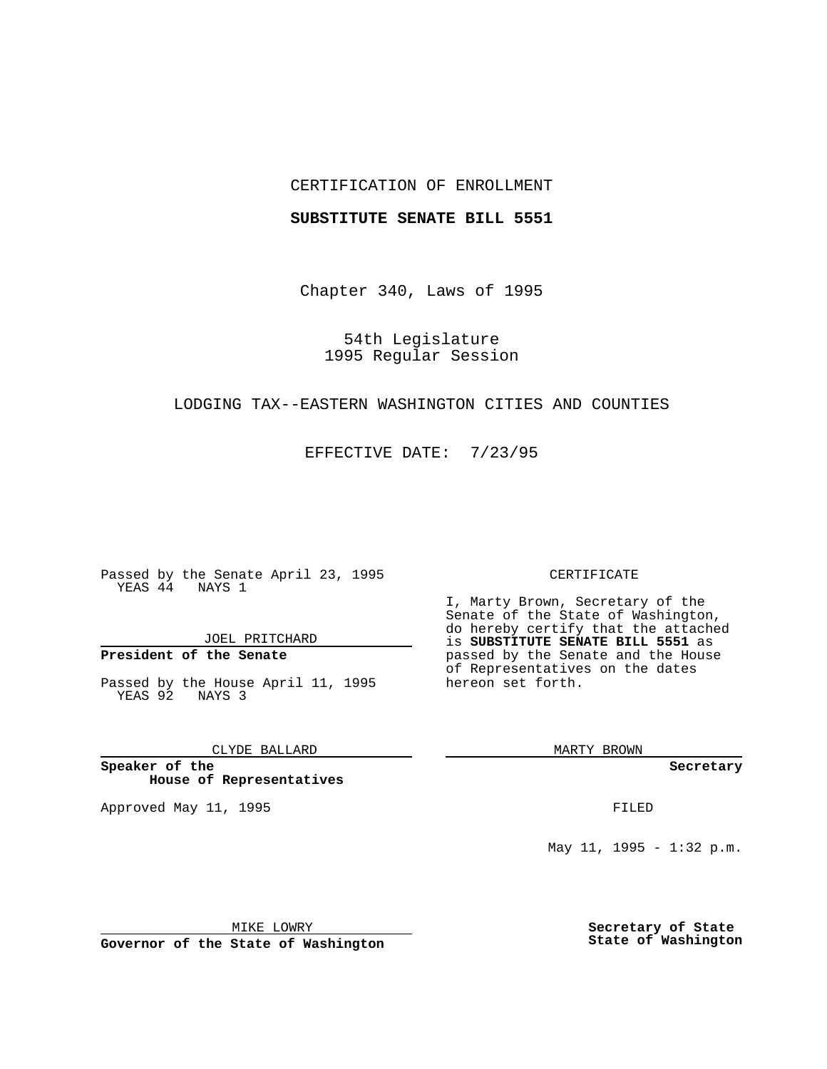CERTIFICATION OF ENROLLMENT

**SUBSTITUTE SENATE BILL 5551**

Chapter 340, Laws of 1995

54th Legislature
1995 Regular Session

LODGING TAX--EASTERN WASHINGTON CITIES AND COUNTIES

EFFECTIVE DATE: 7/23/95

Passed by the Senate April 23, 1995
YEAS 44 NAYS 1

JOEL PRITCHARD

**President of the Senate**

Passed by the House April 11, 1995
YEAS 92 NAYS 3

CLYDE BALLARD

**Speaker of the House of Representatives**

Approved May 11, 1995

MIKE LOWRY

**Governor of the State of Washington**

CERTIFICATE

I, Marty Brown, Secretary of the Senate of the State of Washington, do hereby certify that the attached is **SUBSTITUTE SENATE BILL 5551** as passed by the Senate and the House of Representatives on the dates hereon set forth.

MARTY BROWN

**Secretary**

FILED

May 11, 1995 - 1:32 p.m.

**Secretary of State**
**State of Washington**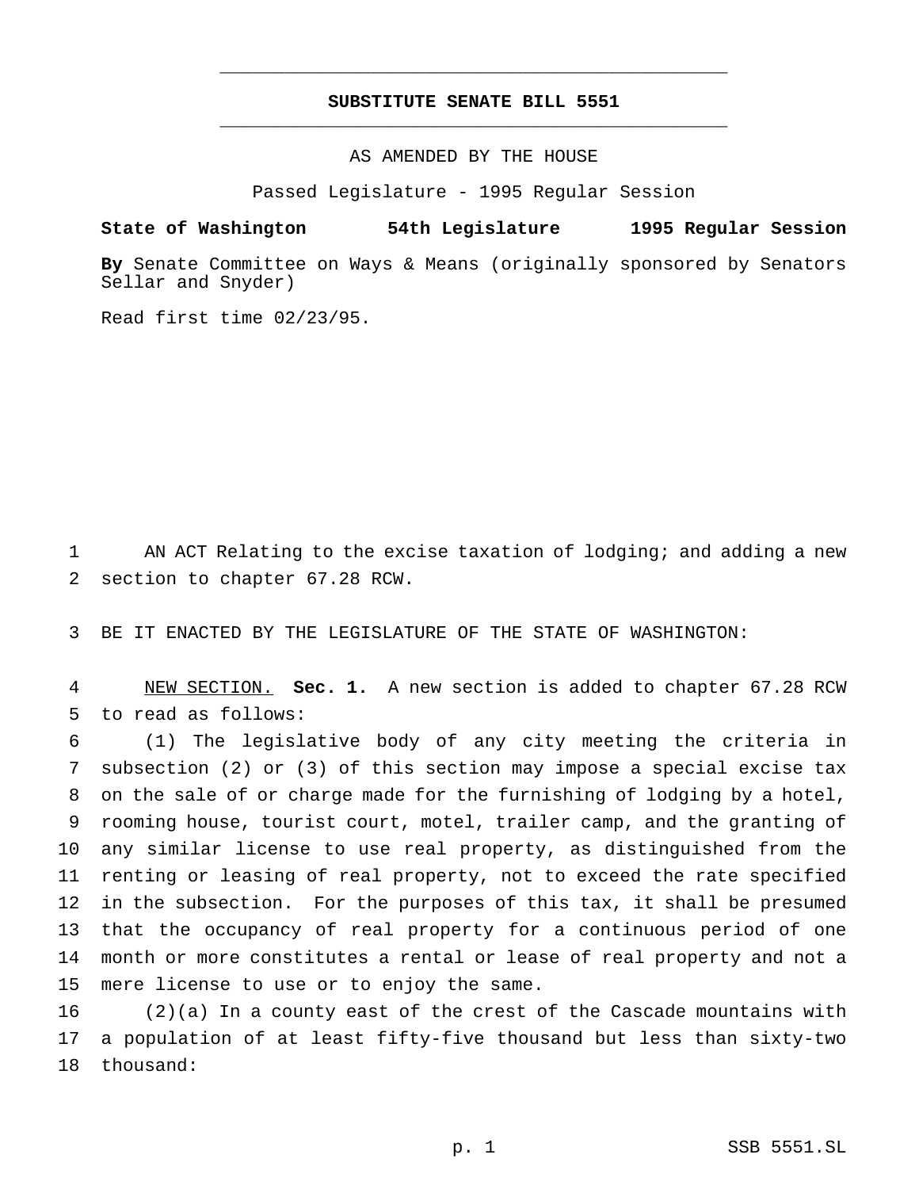# SUBSTITUTE SENATE BILL 5551

AS AMENDED BY THE HOUSE

Passed Legislature - 1995 Regular Session

**State of Washington 54th Legislature 1995 Regular Session**

**By** Senate Committee on Ways & Means (originally sponsored by Senators Sellar and Snyder)

Read first time 02/23/95.

1 AN ACT Relating to the excise taxation of lodging; and adding a new
2 section to chapter 67.28 RCW.

3 BE IT ENACTED BY THE LEGISLATURE OF THE STATE OF WASHINGTON:

4 NEW SECTION. **Sec. 1.** A new section is added to chapter 67.28 RCW
5 to read as follows:

6 (1) The legislative body of any city meeting the criteria in
7 subsection (2) or (3) of this section may impose a special excise tax
8 on the sale of or charge made for the furnishing of lodging by a hotel,
9 rooming house, tourist court, motel, trailer camp, and the granting of
10 any similar license to use real property, as distinguished from the
11 renting or leasing of real property, not to exceed the rate specified
12 in the subsection. For the purposes of this tax, it shall be presumed
13 that the occupancy of real property for a continuous period of one
14 month or more constitutes a rental or lease of real property and not a
15 mere license to use or to enjoy the same.

16 (2)(a) In a county east of the crest of the Cascade mountains with
17 a population of at least fifty-five thousand but less than sixty-two
18 thousand: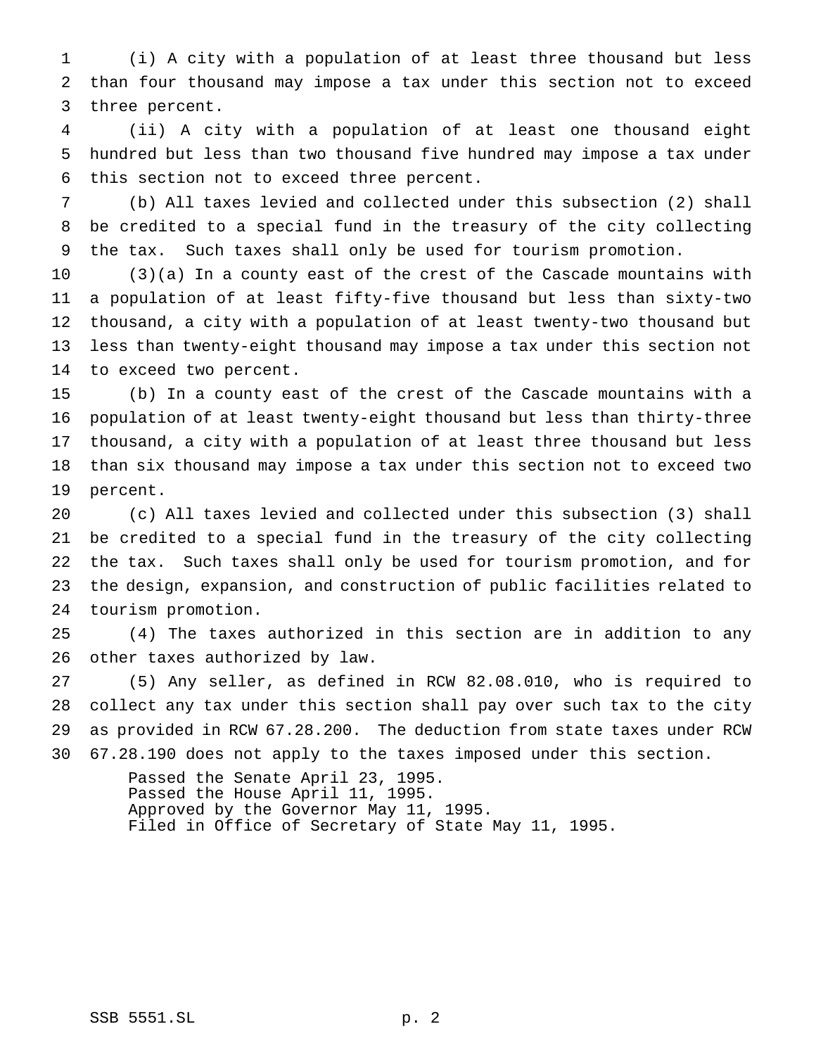(i) A city with a population of at least three thousand but less than four thousand may impose a tax under this section not to exceed three percent.

(ii) A city with a population of at least one thousand eight hundred but less than two thousand five hundred may impose a tax under this section not to exceed three percent.

(b) All taxes levied and collected under this subsection (2) shall be credited to a special fund in the treasury of the city collecting the tax. Such taxes shall only be used for tourism promotion.

(3)(a) In a county east of the crest of the Cascade mountains with a population of at least fifty-five thousand but less than sixty-two thousand, a city with a population of at least twenty-two thousand but less than twenty-eight thousand may impose a tax under this section not to exceed two percent.

(b) In a county east of the crest of the Cascade mountains with a population of at least twenty-eight thousand but less than thirty-three thousand, a city with a population of at least three thousand but less than six thousand may impose a tax under this section not to exceed two percent.

(c) All taxes levied and collected under this subsection (3) shall be credited to a special fund in the treasury of the city collecting the tax. Such taxes shall only be used for tourism promotion, and for the design, expansion, and construction of public facilities related to tourism promotion.

(4) The taxes authorized in this section are in addition to any other taxes authorized by law.

(5) Any seller, as defined in RCW 82.08.010, who is required to collect any tax under this section shall pay over such tax to the city as provided in RCW 67.28.200. The deduction from state taxes under RCW 67.28.190 does not apply to the taxes imposed under this section.

Passed the Senate April 23, 1995.
Passed the House April 11, 1995.
Approved by the Governor May 11, 1995.
Filed in Office of Secretary of State May 11, 1995.